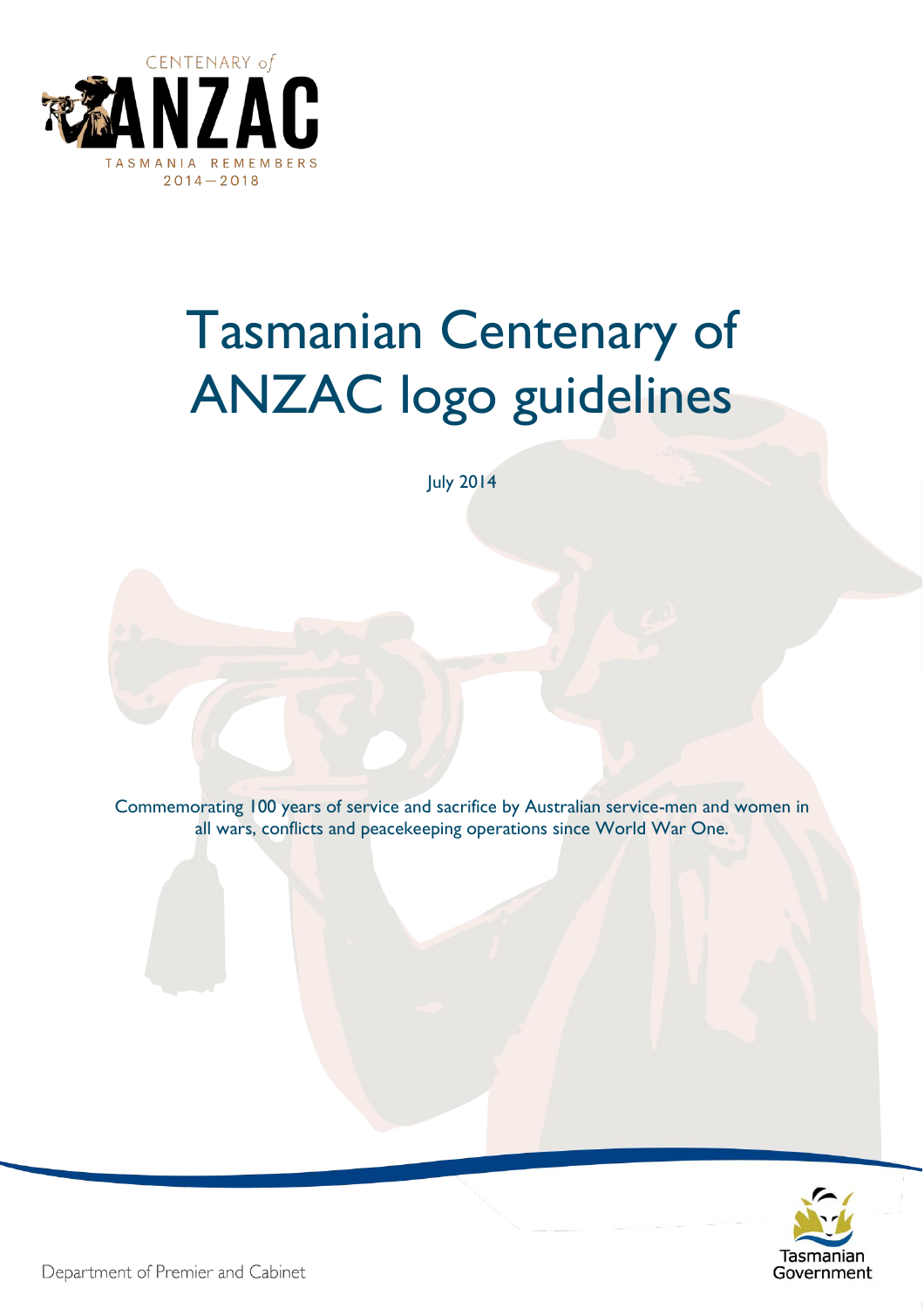CENTENARY of ANZAC

TASMANIA REMEMBERS 2014—2018

# Tasmanian Centenary of ANZAC logo guidelines

July 2014

Commemorating 100 years of service and sacrifice by Australian service-men and women in all wars, conflicts and peacekeeping operations since World War One.

Tasmanian Government

Department of Premier and Cabinet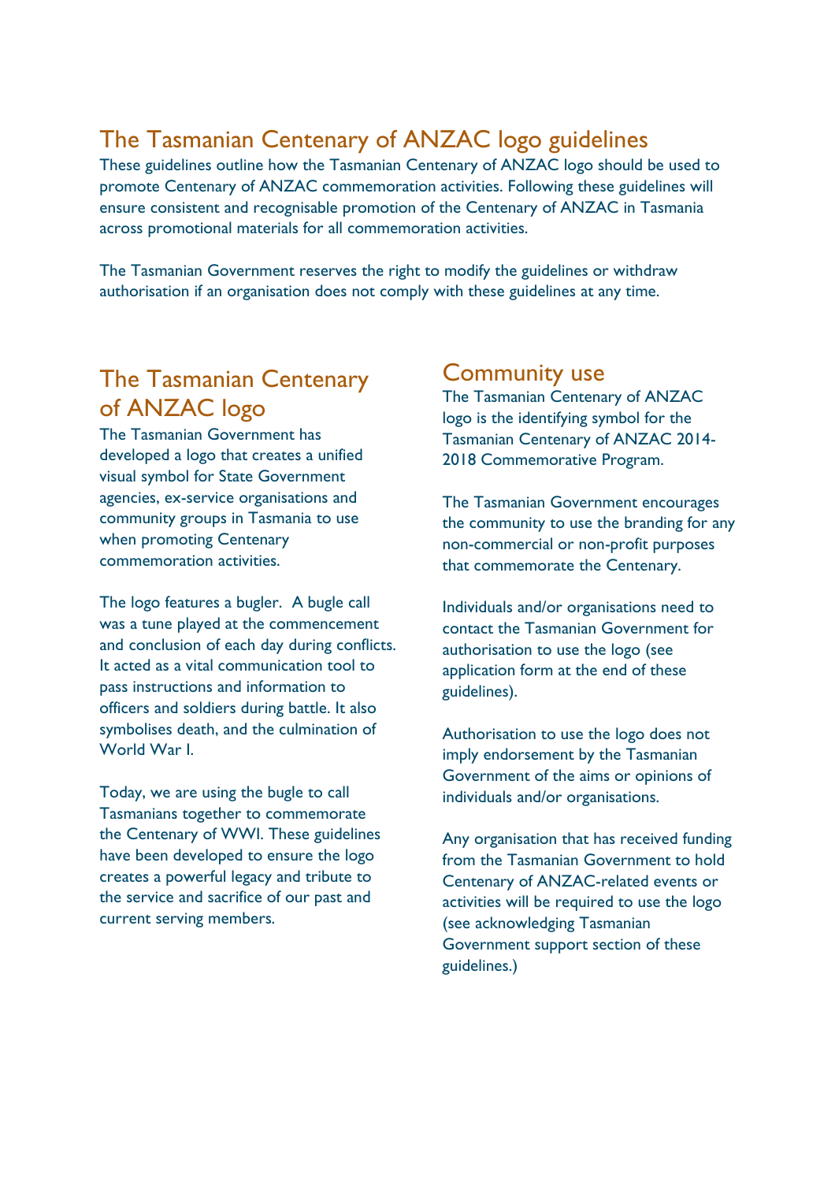# The Tasmanian Centenary of ANZAC logo guidelines

These guidelines outline how the Tasmanian Centenary of ANZAC logo should be used to promote Centenary of ANZAC commemoration activities. Following these guidelines will ensure consistent and recognisable promotion of the Centenary of ANZAC in Tasmania across promotional materials for all commemoration activities.

The Tasmanian Government reserves the right to modify the guidelines or withdraw authorisation if an organisation does not comply with these guidelines at any time.

## The Tasmanian Centenary of ANZAC logo

The Tasmanian Government has developed a logo that creates a unified visual symbol for State Government agencies, ex-service organisations and community groups in Tasmania to use when promoting Centenary commemoration activities.

The logo features a bugler. A bugle call was a tune played at the commencement and conclusion of each day during conflicts. It acted as a vital communication tool to pass instructions and information to officers and soldiers during battle. It also symbolises death, and the culmination of World War I.

Today, we are using the bugle to call Tasmanians together to commemorate the Centenary of WWI. These guidelines have been developed to ensure the logo creates a powerful legacy and tribute to the service and sacrifice of our past and current serving members.

## Community use

The Tasmanian Centenary of ANZAC logo is the identifying symbol for the Tasmanian Centenary of ANZAC 2014-2018 Commemorative Program.

The Tasmanian Government encourages the community to use the branding for any non-commercial or non-profit purposes that commemorate the Centenary.

Individuals and/or organisations need to contact the Tasmanian Government for authorisation to use the logo (see application form at the end of these guidelines).

Authorisation to use the logo does not imply endorsement by the Tasmanian Government of the aims or opinions of individuals and/or organisations.

Any organisation that has received funding from the Tasmanian Government to hold Centenary of ANZAC-related events or activities will be required to use the logo (see acknowledging Tasmanian Government support section of these guidelines.)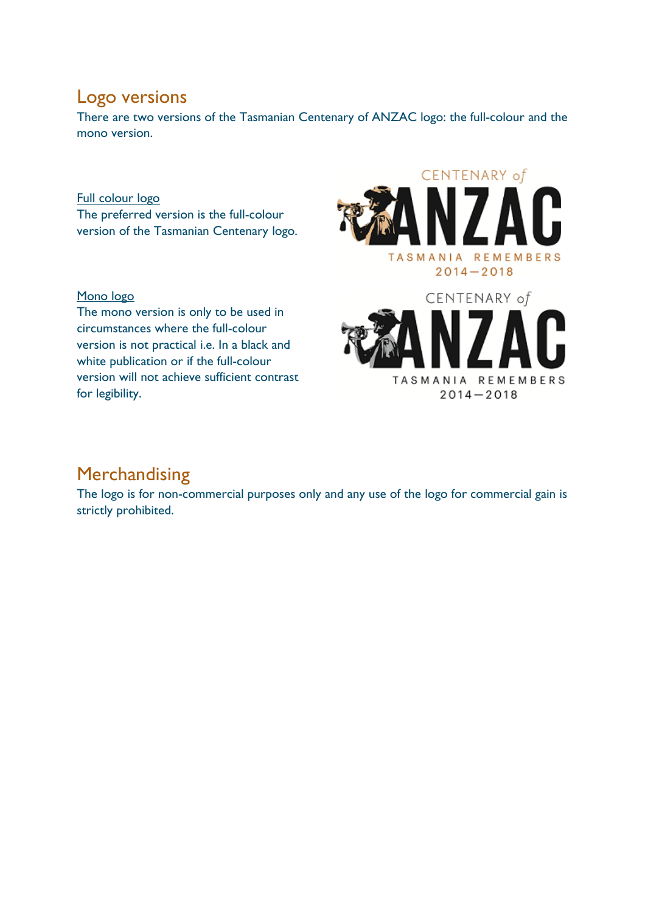## Logo versions

There are two versions of the Tasmanian Centenary of ANZAC logo: the full-colour and the mono version.

Full colour logo

The preferred version is the full-colour version of the Tasmanian Centenary logo.

CENTENARY of ANZAC
TASMANIA REMEMBERS
2014—2018

Mono logo

The mono version is only to be used in circumstances where the full-colour version is not practical i.e. In a black and white publication or if the full-colour version will not achieve sufficient contrast for legibility.

CENTENARY of ANZAC
TASMANIA REMEMBERS
2014—2018

## Merchandising

The logo is for non-commercial purposes only and any use of the logo for commercial gain is strictly prohibited.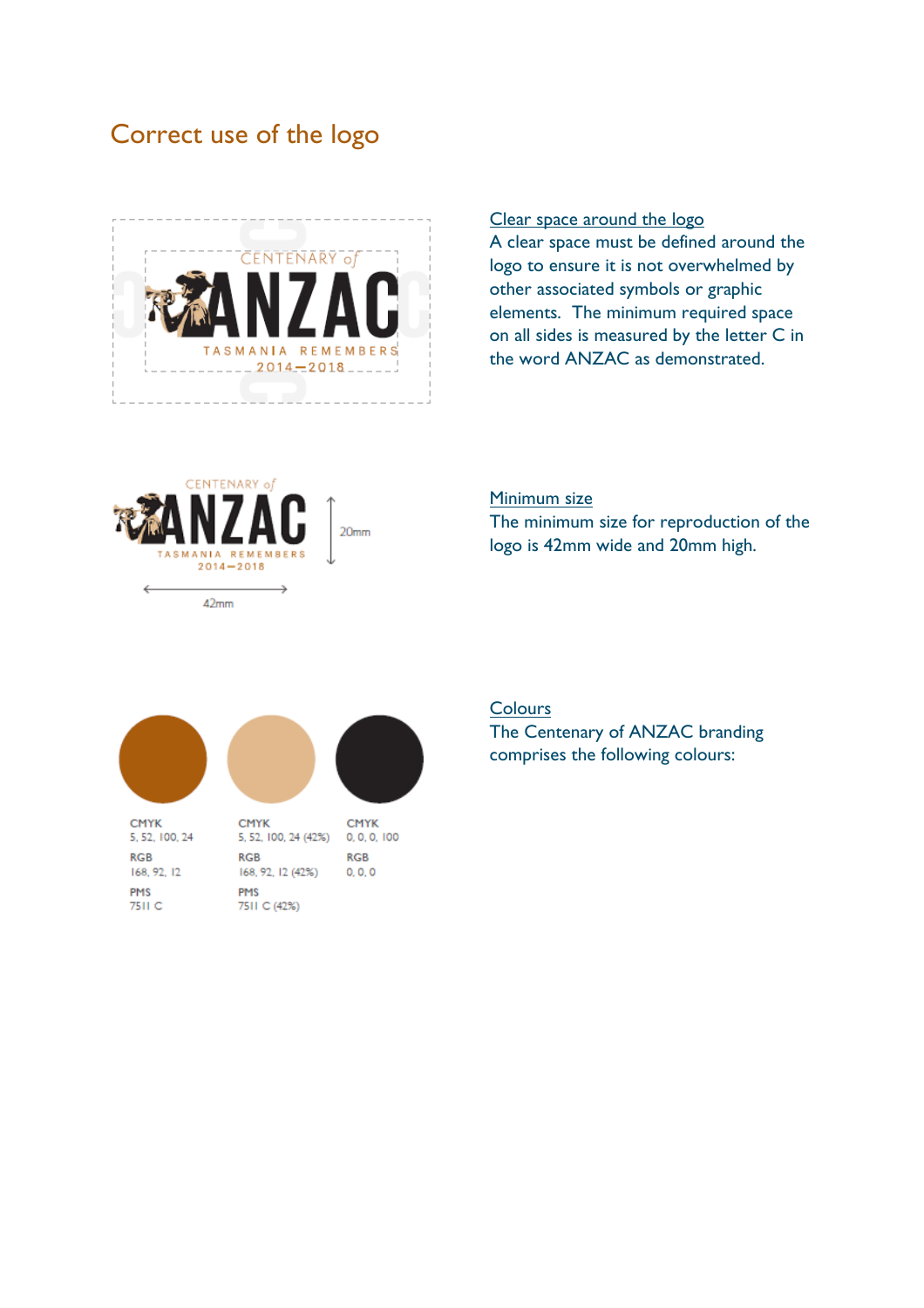# Correct use of the logo

## Clear space around the logo

A clear space must be defined around the logo to ensure it is not overwhelmed by other associated symbols or graphic elements. The minimum required space on all sides is measured by the letter C in the word ANZAC as demonstrated.

## Minimum size

The minimum size for reproduction of the logo is 42mm wide and 20mm high.

20mm

42mm

## Colours

The Centenary of ANZAC branding comprises the following colours:

| CMYK | CMYK | CMYK |
|---|---|---|
| 5, 52, 100, 24 | 5, 52, 100, 24 (42%) | 0, 0, 0, 100 |
| RGB | RGB | RGB |
| 168, 92, 12 | 168, 92, 12 (42%) | 0, 0, 0 |
| PMS | PMS | |
| 7511 C | 7511 C (42%) | |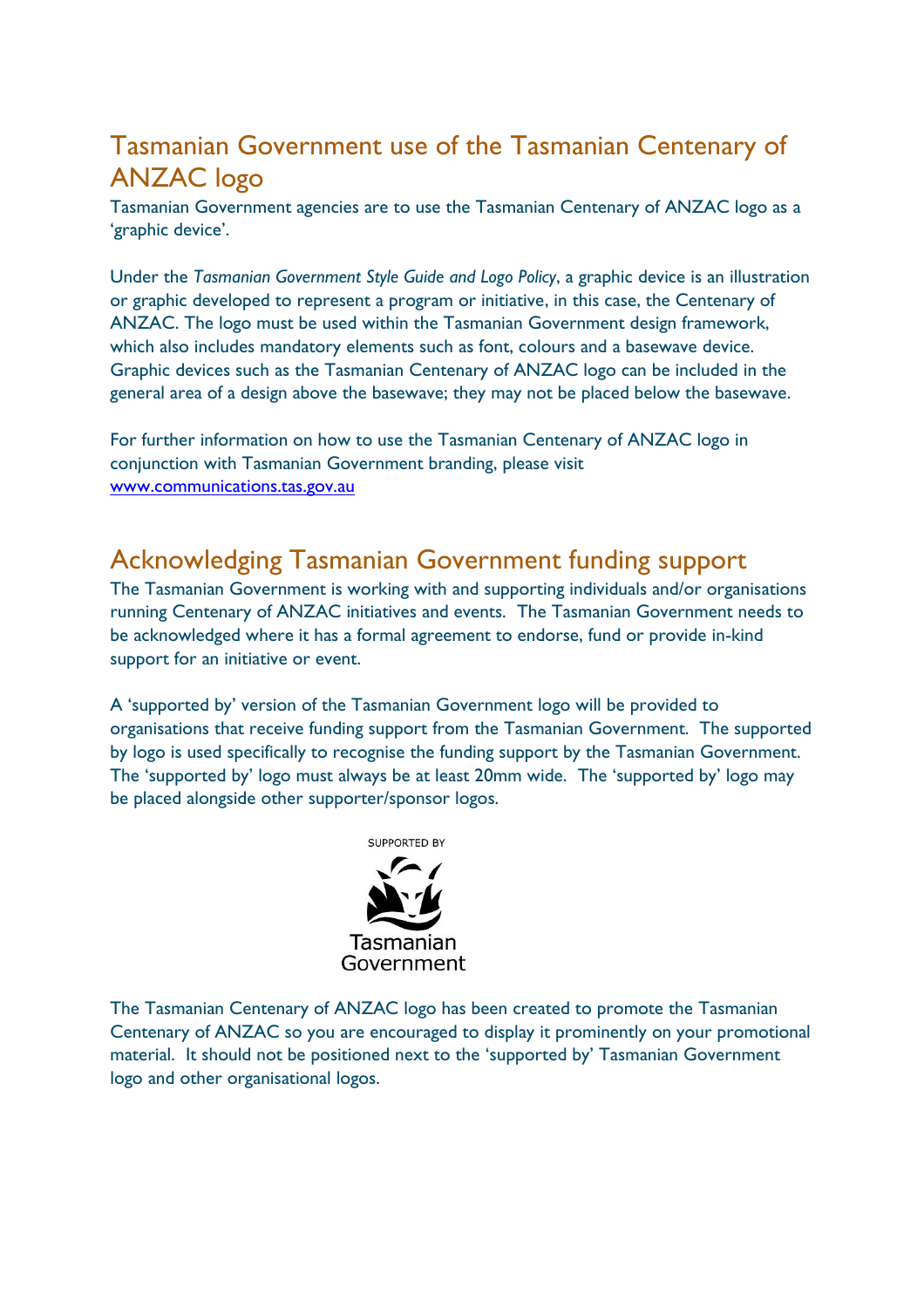## Tasmanian Government use of the Tasmanian Centenary of ANZAC logo

Tasmanian Government agencies are to use the Tasmanian Centenary of ANZAC logo as a 'graphic device'.

Under the *Tasmanian Government Style Guide and Logo Policy*, a graphic device is an illustration or graphic developed to represent a program or initiative, in this case, the Centenary of ANZAC. The logo must be used within the Tasmanian Government design framework, which also includes mandatory elements such as font, colours and a basewave device. Graphic devices such as the Tasmanian Centenary of ANZAC logo can be included in the general area of a design above the basewave; they may not be placed below the basewave.

For further information on how to use the Tasmanian Centenary of ANZAC logo in conjunction with Tasmanian Government branding, please visit [www.communications.tas.gov.au](www.communications.tas.gov.au)

## Acknowledging Tasmanian Government funding support

The Tasmanian Government is working with and supporting individuals and/or organisations running Centenary of ANZAC initiatives and events. The Tasmanian Government needs to be acknowledged where it has a formal agreement to endorse, fund or provide in-kind support for an initiative or event.

A 'supported by' version of the Tasmanian Government logo will be provided to organisations that receive funding support from the Tasmanian Government. The supported by logo is used specifically to recognise the funding support by the Tasmanian Government. The 'supported by' logo must always be at least 20mm wide. The 'supported by' logo may be placed alongside other supporter/sponsor logos.

SUPPORTED BY

Tasmanian Government

The Tasmanian Centenary of ANZAC logo has been created to promote the Tasmanian Centenary of ANZAC so you are encouraged to display it prominently on your promotional material. It should not be positioned next to the 'supported by' Tasmanian Government logo and other organisational logos.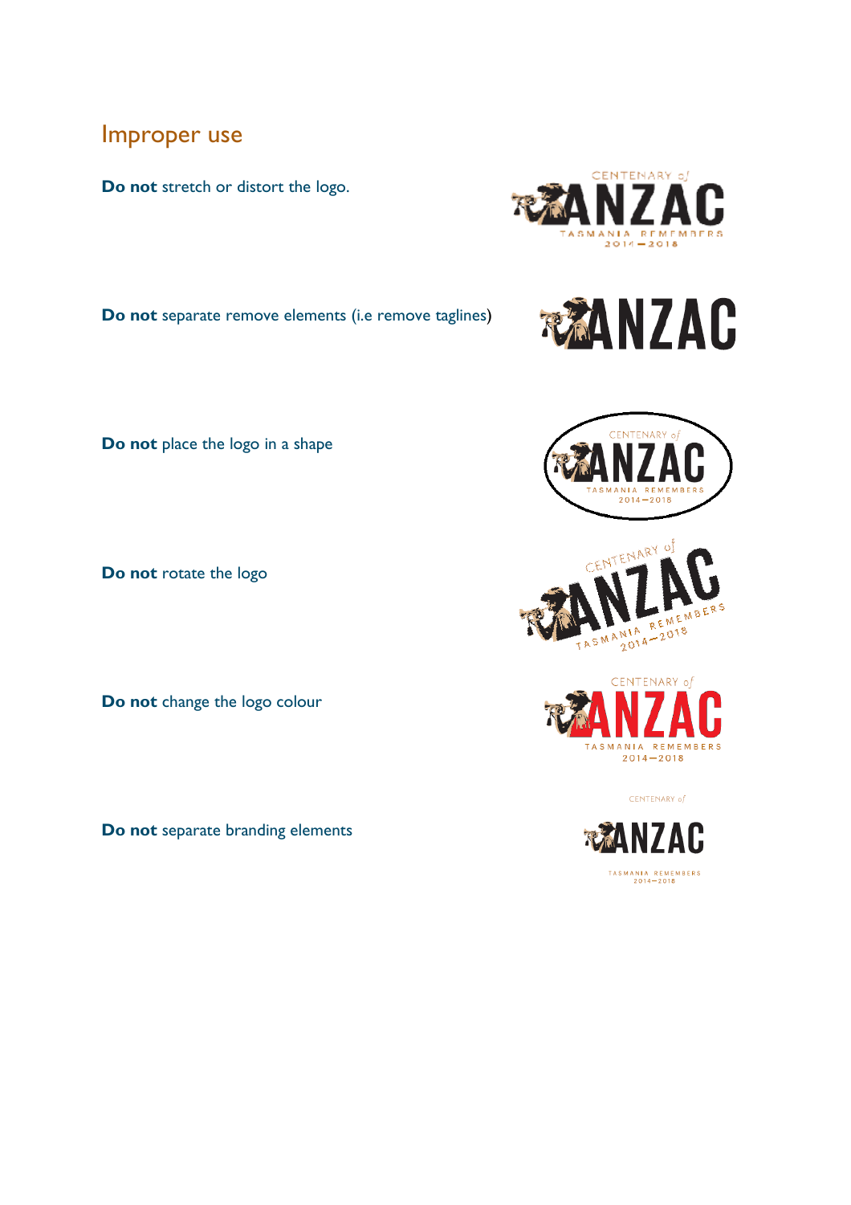## Improper use

**Do not** stretch or distort the logo.

**Do not** separate remove elements (i.e remove taglines)

**Do not** place the logo in a shape

**Do not** rotate the logo

**Do not** change the logo colour

**Do not** separate branding elements